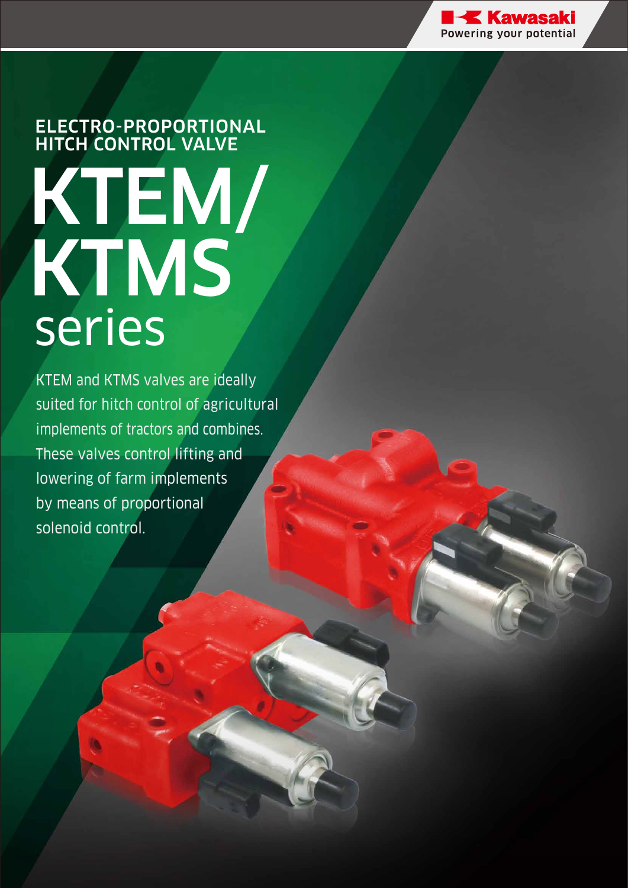**Kawasaki**
Powering your potential

## ELECTRO-PROPORTIONAL HITCH CONTROL VALVE

# KTEM/ KTMS series

KTEM and KTMS valves are ideally suited for hitch control of agricultural implements of tractors and combines. These valves control lifting and lowering of farm implements by means of proportional solenoid control.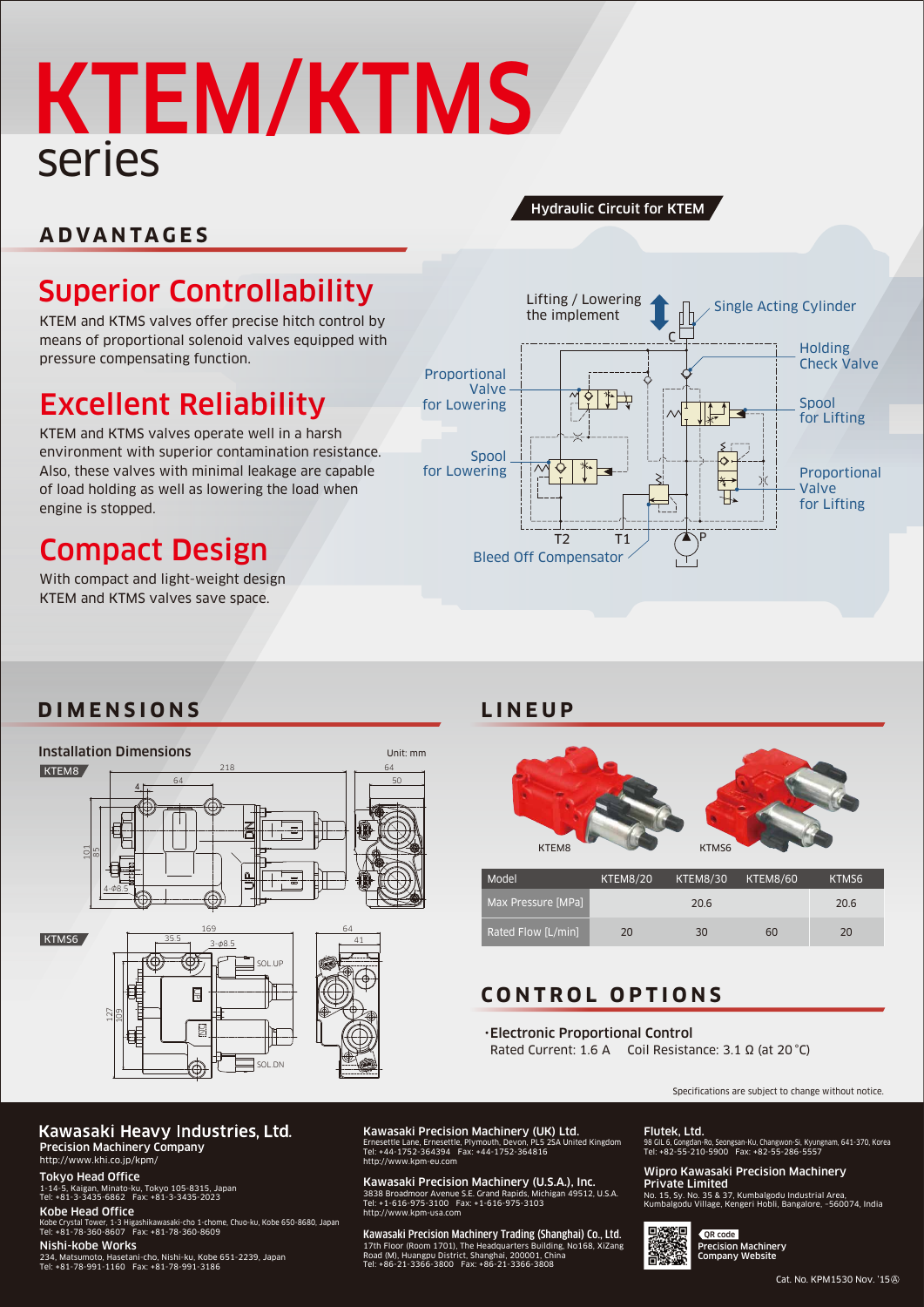# KTEM/KTMS series

## ADVANTAGES

### Superior Controllability

KTEM and KTMS valves offer precise hitch control by means of proportional solenoid valves equipped with pressure compensating function.

### Excellent Reliability

KTEM and KTMS valves operate well in a harsh environment with superior contamination resistance. Also, these valves with minimal leakage are capable of load holding as well as lowering the load when engine is stopped.

### Compact Design

With compact and light-weight design KTEM and KTMS valves save space.

Hydraulic Circuit for KTEM

Lifting / Lowering the implement
Single Acting Cylinder
C
Holding Check Valve
Proportional Valve for Lowering
Spool for Lifting
Spool for Lowering
Proportional Valve for Lifting
T2
T1
P
Bleed Off Compensator

## DIMENSIONS

Installation Dimensions

Unit: mm

KTEM8

218
64
4
64
50
101
85
4-φ8.5
DN
UP

KTMS6

169
35.5
3-φ8.5
64
41
SOL.UP
SOL.DN
127
109

## LINEUP

KTEM8
KTMS6

| Model | KTEM8/20 | KTEM8/30 | KTEM8/60 | KTMS6 |
|---|---|---|---|---|
| Max Pressure [MPa] | | 20.6 | | 20.6 |
| Rated Flow [L/min] | 20 | 30 | 60 | 20 |

## CONTROL OPTIONS

- **Electronic Proportional Control**
  Rated Current: 1.6 A Coil Resistance: 3.1 Ω (at 20 °C)

Specifications are subject to change without notice.

**Kawasaki Heavy Industries, Ltd.**
**Precision Machinery Company**
http://www.khi.co.jp/kpm/

**Tokyo Head Office**
1-14-5, Kaigan, Minato-ku, Tokyo 105-8315, Japan
Tel: +81-3-3435-6862 Fax: +81-3-3435-2023

**Kobe Head Office**
Kobe Crystal Tower, 1-3 Higashikawasaki-cho 1-chome, Chuo-ku, Kobe 650-8680, Japan
Tel: +81-78-360-8607 Fax: +81-78-360-8609

**Nishi-kobe Works**
234, Matsumoto, Hasetani-cho, Nishi-ku, Kobe 651-2239, Japan
Tel: +81-78-991-1160 Fax: +81-78-991-3186

**Kawasaki Precision Machinery (UK) Ltd.**
Ernesettle Lane, Ernesettle, Plymouth, Devon, PL5 2SA United Kingdom
Tel: +44-1752-364394 Fax: +44-1752-364816
http://www.kpm-eu.com

**Kawasaki Precision Machinery (U.S.A.), Inc.**
3838 Broadmoor Avenue S.E. Grand Rapids, Michigan 49512, U.S.A.
Tel: +1-616-975-3100 Fax: +1-616-975-3103
http://www.kpm-usa.com

**Kawasaki Precision Machinery Trading (Shanghai) Co., Ltd.**
17th Floor (Room 1701), The Headquarters Building, No168, XiZang Road (M), Huangpu District, Shanghai, 200001, China
Tel: +86-21-3366-3800 Fax: +86-21-3366-3808

**Flutek, Ltd.**
98 GIL 6, Gongdan-Ro, Seongsan-Ku, Changwon-Si, Kyungnam, 641-370, Korea
Tel: +82-55-210-5900 Fax: +82-55-286-5557

**Wipro Kawasaki Precision Machinery Private Limited**
No. 15, Sy. No. 35 & 37, Kumbalgodu Industrial Area, Kumbalgodu Village, Kengeri Hobli, Bangalore, -560074, India

QR code
Precision Machinery Company Website

Cat. No. KPM1530 Nov. '15Ⓐ